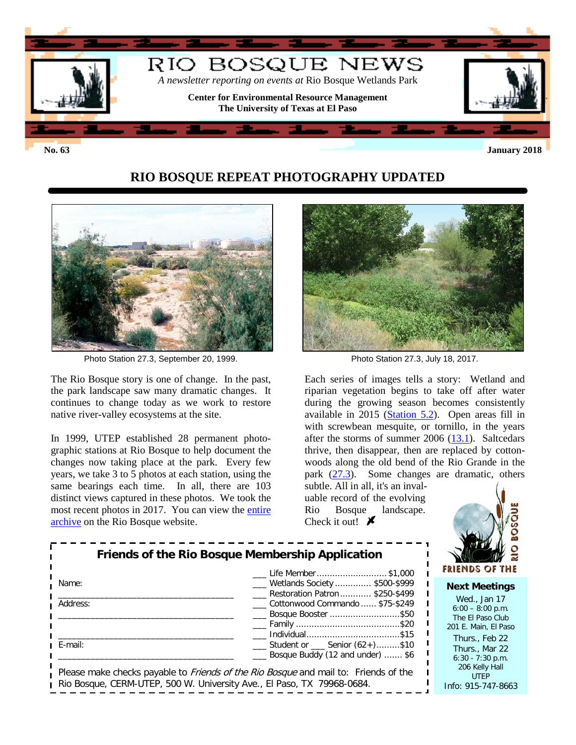# RIO BOSQUE NEWS

*A newsletter reporting on events at* Rio Bosque Wetlands Park

**Center for Environmental Resource Management**
**The University of Texas at El Paso**

**No. 63** **January 2018**

## RIO BOSQUE REPEAT PHOTOGRAPHY UPDATED

Photo Station 27.3, September 20, 1999.

Photo Station 27.3, July 18, 2017.

The Rio Bosque story is one of change. In the past, the park landscape saw many dramatic changes. It continues to change today as we work to restore native river-valley ecosystems at the site.

In 1999, UTEP established 28 permanent photographic stations at Rio Bosque to help document the changes now taking place at the park. Every few years, we take 3 to 5 photos at each station, using the same bearings each time. In all, there are 103 distinct views captured in these photos. We took the most recent photos in 2017. You can view the entire archive on the Rio Bosque website.

Each series of images tells a story: Wetland and riparian vegetation begins to take off after water during the growing season becomes consistently available in 2015 (Station 5.2). Open areas fill in with screwbean mesquite, or tornillo, in the years after the storms of summer 2006 (13.1). Saltcedars thrive, then disappear, then are replaced by cottonwoods along the old bend of the Rio Grande in the park (27.3). Some changes are dramatic, others subtle. All in all, it's an invaluable record of the evolving Rio Bosque landscape. Check it out!

### Friends of the Rio Bosque Membership Application

Name: ______________________________________

Address: ______________________________________

______________________________________

E-mail: ______________________________________

___ Life Member ........................... $1,000
___ Wetlands Society ............. $500-$999
___ Restoration Patron ............ $250-$499
___ Cottonwood Commando ...... $75-$249
___ Bosque Booster ........................... $50
___ Family ........................................ $20
___ Individual .................................... $15
___ Student or ___ Senior (62+).........$10
___ Bosque Buddy (12 and under) ....... $6

Please make checks payable to *Friends of the Rio Bosque* and mail to: Friends of the Rio Bosque, CERM-UTEP, 500 W. University Ave., El Paso, TX 79968-0684.

FRIENDS OF THE RIO BOSQUE

**Next Meetings**

Wed., Jan 17
6:00 – 8:00 p.m.
The El Paso Club
201 E. Main, El Paso

Thurs., Feb 22
Thurs., Mar 22
6:30 - 7:30 p.m.
206 Kelly Hall
UTEP

Info: 915-747-8663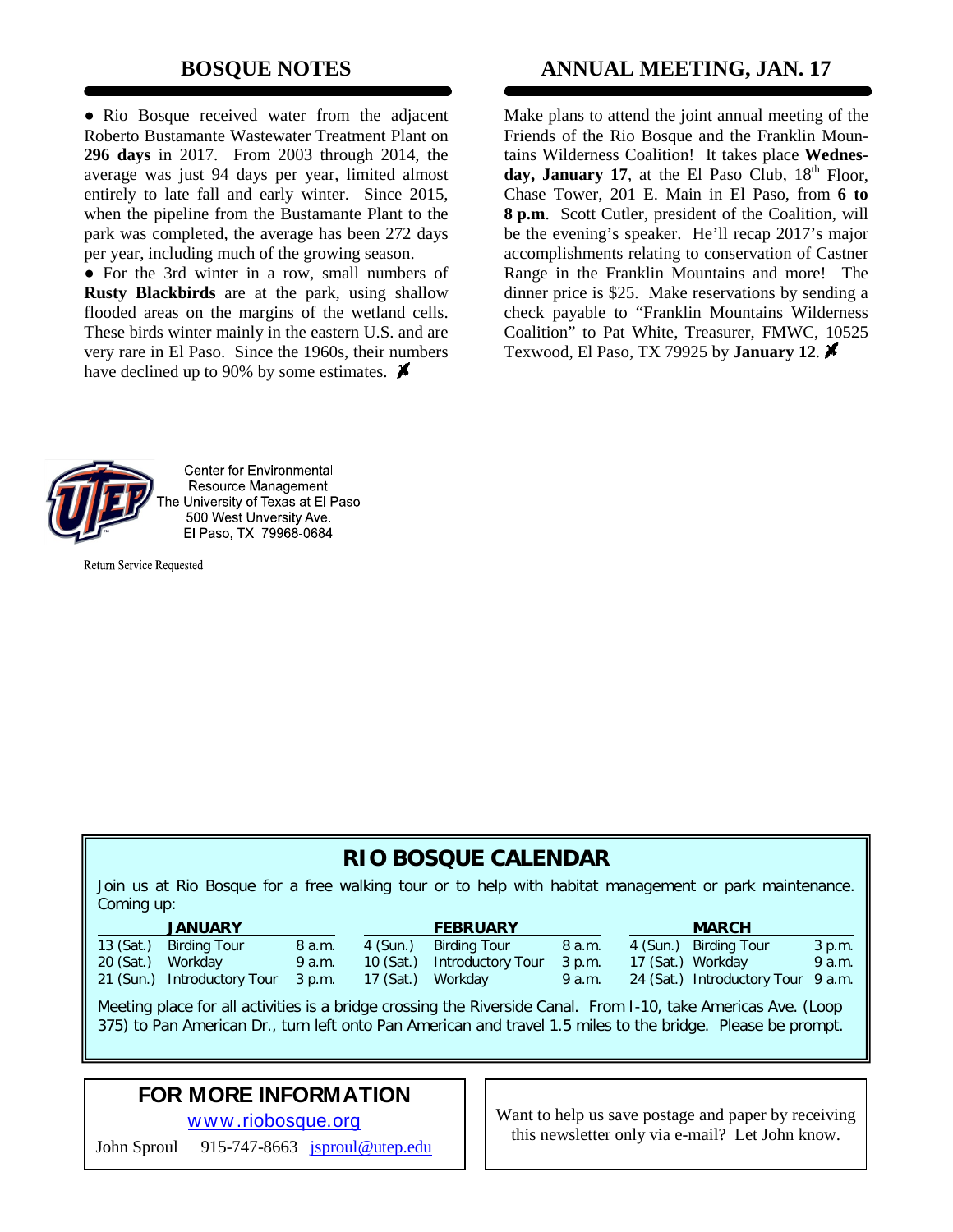## BOSQUE NOTES

● Rio Bosque received water from the adjacent Roberto Bustamante Wastewater Treatment Plant on **296 days** in 2017. From 2003 through 2014, the average was just 94 days per year, limited almost entirely to late fall and early winter. Since 2015, when the pipeline from the Bustamante Plant to the park was completed, the average has been 272 days per year, including much of the growing season.

● For the 3rd winter in a row, small numbers of **Rusty Blackbirds** are at the park, using shallow flooded areas on the margins of the wetland cells. These birds winter mainly in the eastern U.S. and are very rare in El Paso. Since the 1960s, their numbers have declined up to 90% by some estimates.

## ANNUAL MEETING, JAN. 17

Make plans to attend the joint annual meeting of the Friends of the Rio Bosque and the Franklin Mountains Wilderness Coalition! It takes place **Wednesday, January 17**, at the El Paso Club, 18th Floor, Chase Tower, 201 E. Main in El Paso, from **6 to 8 p.m**. Scott Cutler, president of the Coalition, will be the evening's speaker. He'll recap 2017's major accomplishments relating to conservation of Castner Range in the Franklin Mountains and more! The dinner price is $25. Make reservations by sending a check payable to "Franklin Mountains Wilderness Coalition" to Pat White, Treasurer, FMWC, 10525 Texwood, El Paso, TX 79925 by **January 12**.

Center for Environmental Resource Management
The University of Texas at El Paso
500 West Unversity Ave.
El Paso, TX 79968-0684

Return Service Requested

## RIO BOSQUE CALENDAR

Join us at Rio Bosque for a free walking tour or to help with habitat management or park maintenance. Coming up:

| JANUARY | | | FEBRUARY | | | MARCH | | |
|---|---|---|---|---|---|---|---|---|
| 13 (Sat.) | Birding Tour | 8 a.m. | 4 (Sun.) | Birding Tour | 8 a.m. | 4 (Sun.) | Birding Tour | 3 p.m. |
| 20 (Sat.) | Workday | 9 a.m. | 10 (Sat.) | Introductory Tour | 3 p.m. | 17 (Sat.) | Workday | 9 a.m. |
| 21 (Sun.) | Introductory Tour | 3 p.m. | 17 (Sat.) | Workday | 9 a.m. | 24 (Sat.) | Introductory Tour | 9 a.m. |

Meeting place for all activities is a bridge crossing the Riverside Canal. From I-10, take Americas Ave. (Loop 375) to Pan American Dr., turn left onto Pan American and travel 1.5 miles to the bridge. Please be prompt.

## FOR MORE INFORMATION

www.riobosque.org

John Sproul 915-747-8663 jsproul@utep.edu

Want to help us save postage and paper by receiving this newsletter only via e-mail? Let John know.